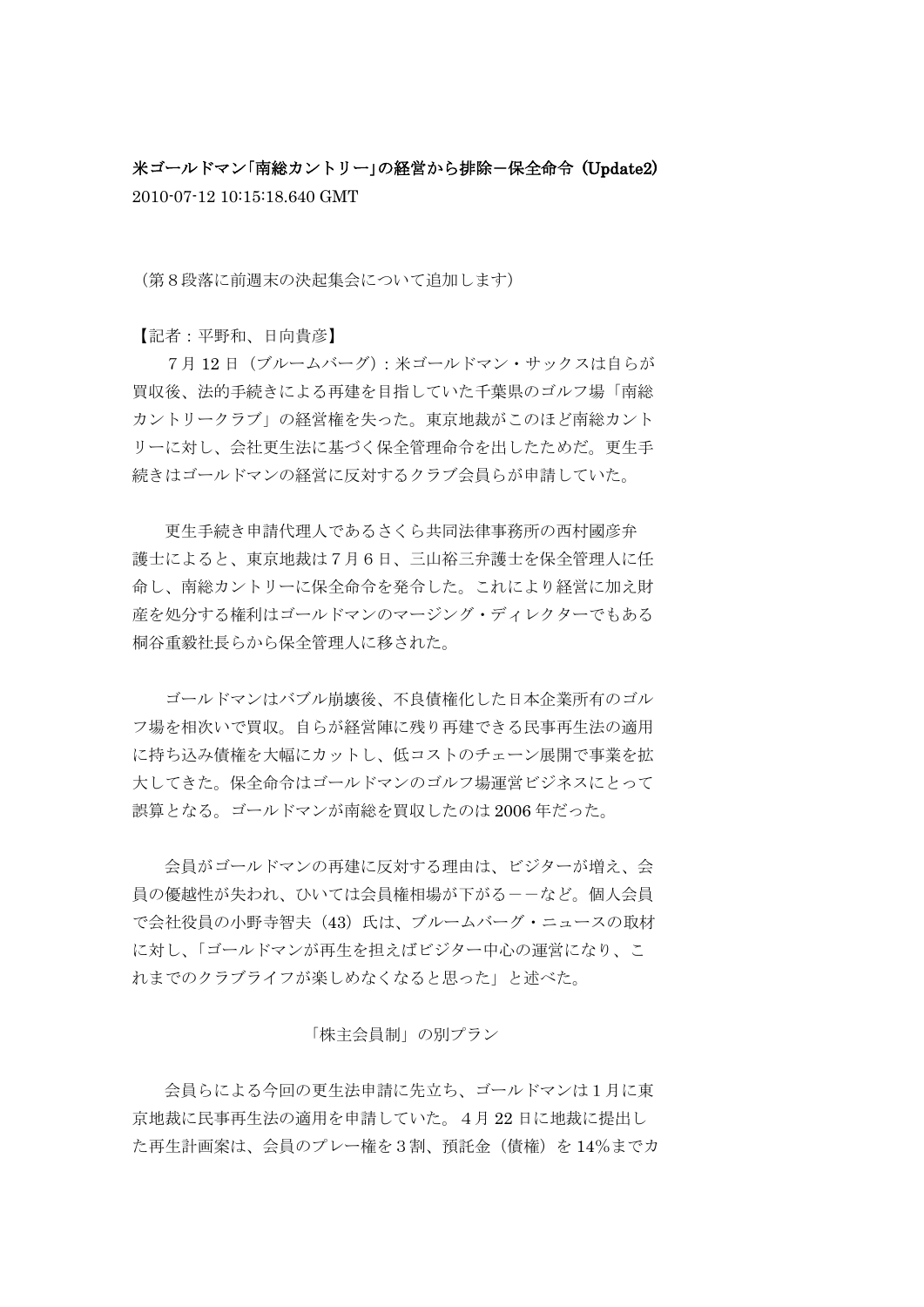# 米ゴールドマン「南総カントリー」の経営から排除－保全命令（Update2）

2010-07-12 10:15:18.640 GMT

（第８段落に前週末の決起集会について追加します）

【記者：平野和、日向貴彦】

７月 12 日（ブルームバーグ）：米ゴールドマン・サックスは自らが買収後、法的手続きによる再建を目指していた千葉県のゴルフ場「南総カントリークラブ」の経営権を失った。東京地裁がこのほど南総カントリーに対し、会社更生法に基づく保全管理命令を出したためだ。更生手続きはゴールドマンの経営に反対するクラブ会員らが申請していた。

更生手続き申請代理人であるさくら共同法律事務所の西村國彦弁護士によると、東京地裁は７月６日、三山裕三弁護士を保全管理人に任命し、南総カントリーに保全命令を発令した。これにより経営に加え財産を処分する権利はゴールドマンのマージング・ディレクターでもある桐谷重毅社長らから保全管理人に移された。

ゴールドマンはバブル崩壊後、不良債権化した日本企業所有のゴルフ場を相次いで買収。自らが経営陣に残り再建できる民事再生法の適用に持ち込み債権を大幅にカットし、低コストのチェーン展開で事業を拡大してきた。保全命令はゴールドマンのゴルフ場運営ビジネスにとって誤算となる。ゴールドマンが南総を買収したのは 2006 年だった。

会員がゴールドマンの再建に反対する理由は、ビジターが増え、会員の優越性が失われ、ひいては会員権相場が下がる－－など。個人会員で会社役員の小野寺智夫（43）氏は、ブルームバーグ・ニュースの取材に対し、「ゴールドマンが再生を担えばビジター中心の運営になり、これまでのクラブライフが楽しめなくなると思った」と述べた。

## 「株主会員制」の別プラン

会員らによる今回の更生法申請に先立ち、ゴールドマンは１月に東京地裁に民事再生法の適用を申請していた。４月 22 日に地裁に提出した再生計画案は、会員のプレー権を３割、預託金（債権）を 14％までカ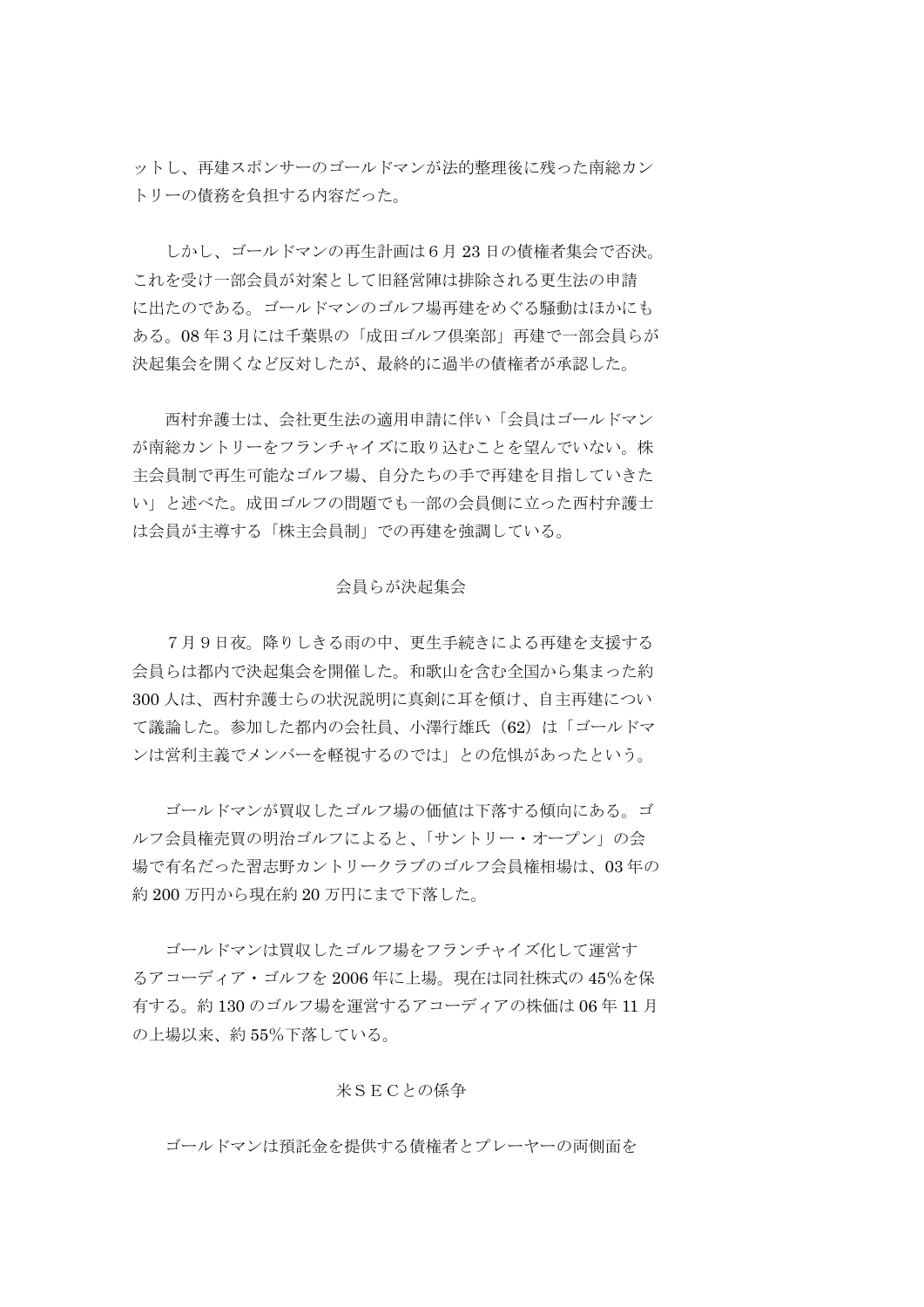ットし、再建スポンサーのゴールドマンが法的整理後に残った南総カントリーの債務を負担する内容だった。

しかし、ゴールドマンの再生計画は6月23日の債権者集会で否決。これを受け一部会員が対案として旧経営陣は排除される更生法の申請に出たのである。ゴールドマンのゴルフ場再建をめぐる騒動はほかにもある。08年3月には千葉県の「成田ゴルフ倶楽部」再建で一部会員らが決起集会を開くなど反対したが、最終的に過半の債権者が承認した。

西村弁護士は、会社更生法の適用申請に伴い「会員はゴールドマンが南総カントリーをフランチャイズに取り込むことを望んでいない。株主会員制で再生可能なゴルフ場、自分たちの手で再建を目指していきたい」と述べた。成田ゴルフの問題でも一部の会員側に立った西村弁護士は会員が主導する「株主会員制」での再建を強調している。

## 会員らが決起集会

7月9日夜。降りしきる雨の中、更生手続きによる再建を支援する会員らは都内で決起集会を開催した。和歌山を含む全国から集まった約300人は、西村弁護士らの状況説明に真剣に耳を傾け、自主再建について議論した。参加した都内の会社員、小澤行雄氏（62）は「ゴールドマンは営利主義でメンバーを軽視するのでは」との危惧があったという。

ゴールドマンが買収したゴルフ場の価値は下落する傾向にある。ゴルフ会員権売買の明治ゴルフによると、「サントリー・オープン」の会場で有名だった習志野カントリークラブのゴルフ会員権相場は、03年の約200万円から現在約20万円にまで下落した。

ゴールドマンは買収したゴルフ場をフランチャイズ化して運営するアコーディア・ゴルフを2006年に上場。現在は同社株式の45%を保有する。約130のゴルフ場を運営するアコーディアの株価は06年11月の上場以来、約55%下落している。

## 米ＳＥＣとの係争

ゴールドマンは預託金を提供する債権者とプレーヤーの両側面を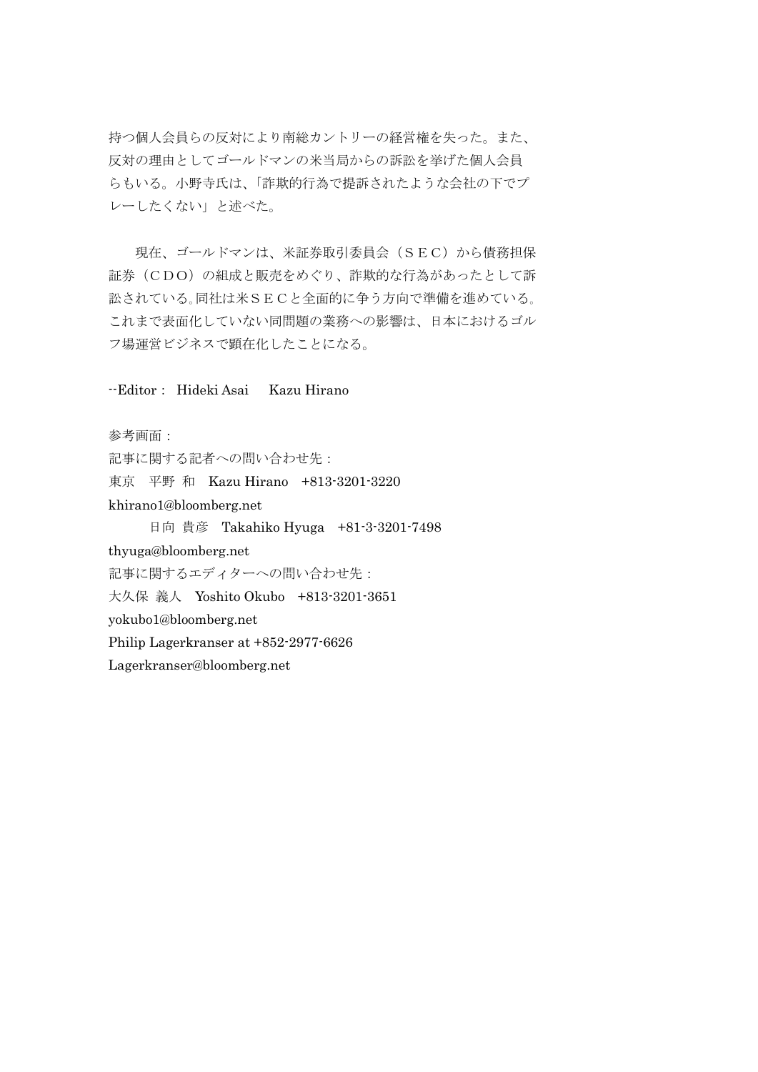持つ個人会員らの反対により南総カントリーの経営権を失った。また、反対の理由としてゴールドマンの米当局からの訴訟を挙げた個人会員らもいる。小野寺氏は、「詐欺的行為で提訴されたような会社の下でプレーしたくない」と述べた。

　現在、ゴールドマンは、米証券取引委員会（ＳＥＣ）から債務担保証券（ＣＤＯ）の組成と販売をめぐり、詐欺的な行為があったとして訴訟されている。同社は米ＳＥＣと全面的に争う方向で準備を進めている。これまで表面化していない同問題の業務への影響は、日本におけるゴルフ場運営ビジネスで顕在化したことになる。

--Editor：  Hideki Asai　 Kazu Hirano

参考画面：
記事に関する記者への問い合わせ先：
東京　平野 和　Kazu Hirano　+813-3201-3220
khirano1@bloomberg.net
　　　日向 貴彦　Takahiko Hyuga　+81-3-3201-7498
thyuga@bloomberg.net
記事に関するエディターへの問い合わせ先：
大久保 義人　Yoshito Okubo　+813-3201-3651
yokubo1@bloomberg.net
Philip Lagerkranser at +852-2977-6626
Lagerkranser@bloomberg.net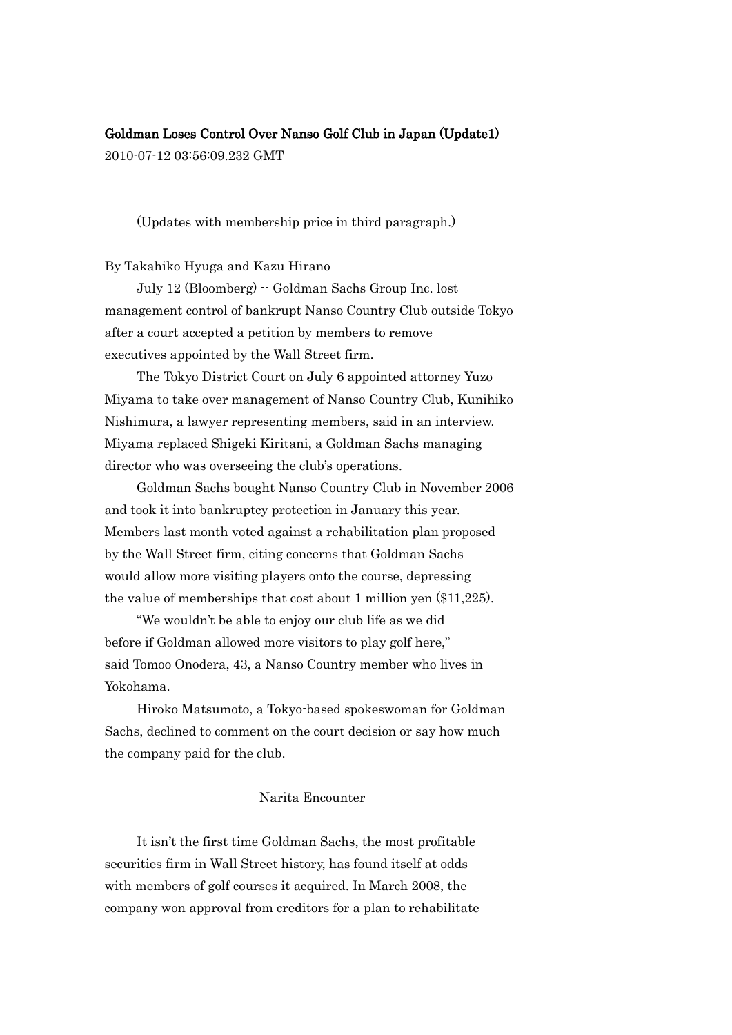**Goldman Loses Control Over Nanso Golf Club in Japan (Update1)**

2010-07-12 03:56:09.232 GMT

(Updates with membership price in third paragraph.)

By Takahiko Hyuga and Kazu Hirano

July 12 (Bloomberg) -- Goldman Sachs Group Inc. lost management control of bankrupt Nanso Country Club outside Tokyo after a court accepted a petition by members to remove executives appointed by the Wall Street firm.

The Tokyo District Court on July 6 appointed attorney Yuzo Miyama to take over management of Nanso Country Club, Kunihiko Nishimura, a lawyer representing members, said in an interview. Miyama replaced Shigeki Kiritani, a Goldman Sachs managing director who was overseeing the club's operations.

Goldman Sachs bought Nanso Country Club in November 2006 and took it into bankruptcy protection in January this year. Members last month voted against a rehabilitation plan proposed by the Wall Street firm, citing concerns that Goldman Sachs would allow more visiting players onto the course, depressing the value of memberships that cost about 1 million yen ($11,225).

"We wouldn't be able to enjoy our club life as we did before if Goldman allowed more visitors to play golf here," said Tomoo Onodera, 43, a Nanso Country member who lives in Yokohama.

Hiroko Matsumoto, a Tokyo-based spokeswoman for Goldman Sachs, declined to comment on the court decision or say how much the company paid for the club.

## Narita Encounter

It isn't the first time Goldman Sachs, the most profitable securities firm in Wall Street history, has found itself at odds with members of golf courses it acquired. In March 2008, the company won approval from creditors for a plan to rehabilitate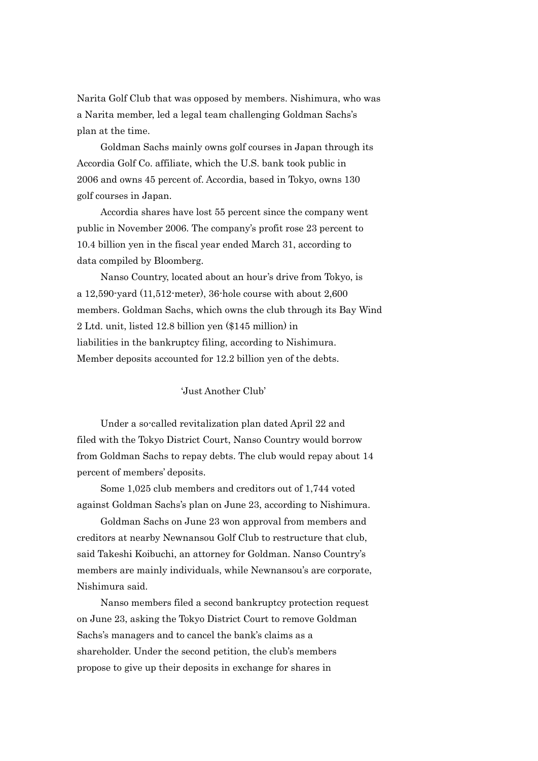Narita Golf Club that was opposed by members. Nishimura, who was a Narita member, led a legal team challenging Goldman Sachs's plan at the time.

Goldman Sachs mainly owns golf courses in Japan through its Accordia Golf Co. affiliate, which the U.S. bank took public in 2006 and owns 45 percent of. Accordia, based in Tokyo, owns 130 golf courses in Japan.

Accordia shares have lost 55 percent since the company went public in November 2006. The company's profit rose 23 percent to 10.4 billion yen in the fiscal year ended March 31, according to data compiled by Bloomberg.

Nanso Country, located about an hour's drive from Tokyo, is a 12,590-yard (11,512-meter), 36-hole course with about 2,600 members. Goldman Sachs, which owns the club through its Bay Wind 2 Ltd. unit, listed 12.8 billion yen ($145 million) in liabilities in the bankruptcy filing, according to Nishimura. Member deposits accounted for 12.2 billion yen of the debts.

## 'Just Another Club'

Under a so-called revitalization plan dated April 22 and filed with the Tokyo District Court, Nanso Country would borrow from Goldman Sachs to repay debts. The club would repay about 14 percent of members' deposits.

Some 1,025 club members and creditors out of 1,744 voted against Goldman Sachs's plan on June 23, according to Nishimura.

Goldman Sachs on June 23 won approval from members and creditors at nearby Newnansou Golf Club to restructure that club, said Takeshi Koibuchi, an attorney for Goldman. Nanso Country's members are mainly individuals, while Newnansou's are corporate, Nishimura said.

Nanso members filed a second bankruptcy protection request on June 23, asking the Tokyo District Court to remove Goldman Sachs's managers and to cancel the bank's claims as a shareholder. Under the second petition, the club's members propose to give up their deposits in exchange for shares in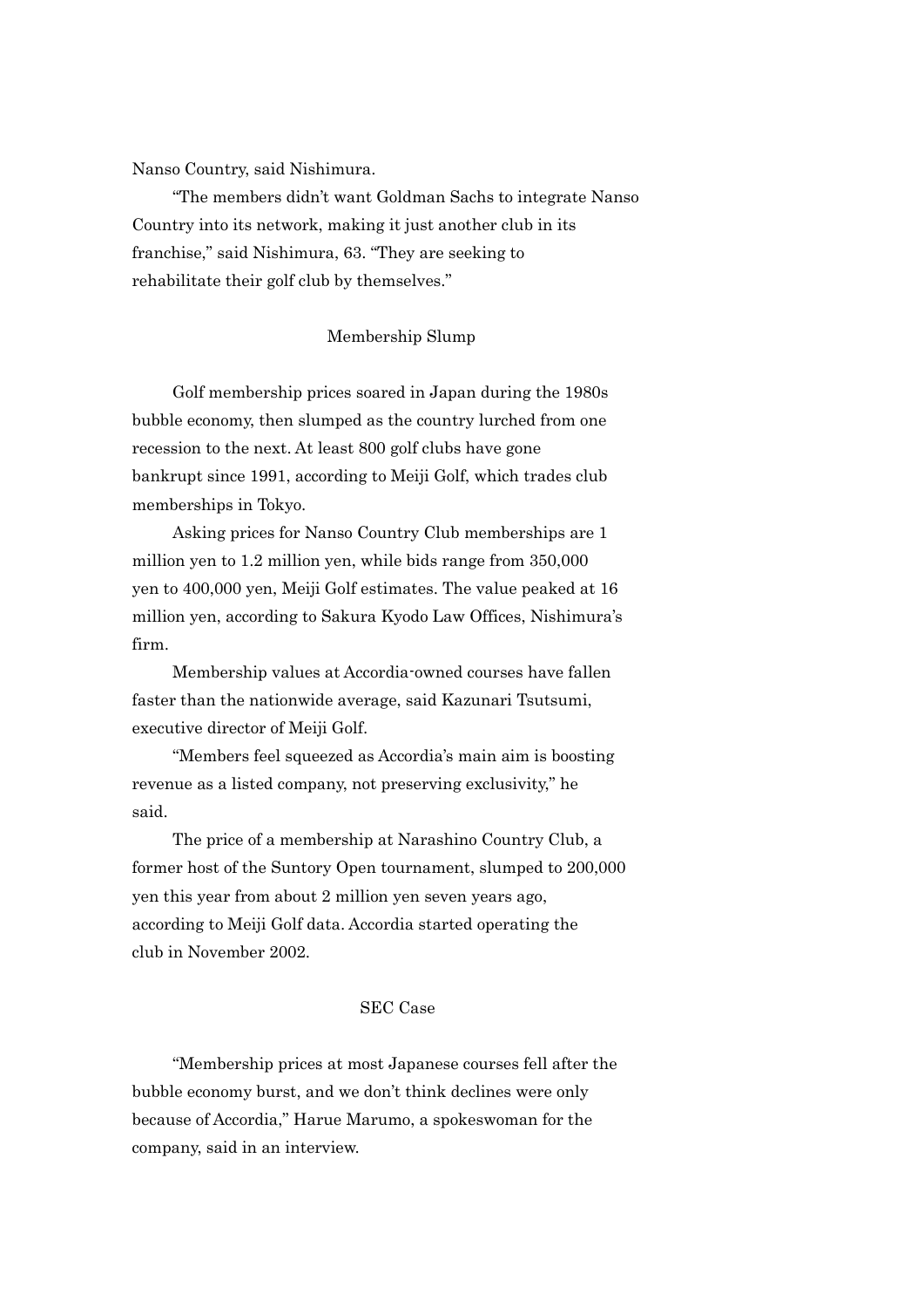Nanso Country, said Nishimura.

"The members didn't want Goldman Sachs to integrate Nanso Country into its network, making it just another club in its franchise," said Nishimura, 63. "They are seeking to rehabilitate their golf club by themselves."

## Membership Slump

Golf membership prices soared in Japan during the 1980s bubble economy, then slumped as the country lurched from one recession to the next. At least 800 golf clubs have gone bankrupt since 1991, according to Meiji Golf, which trades club memberships in Tokyo.

Asking prices for Nanso Country Club memberships are 1 million yen to 1.2 million yen, while bids range from 350,000 yen to 400,000 yen, Meiji Golf estimates. The value peaked at 16 million yen, according to Sakura Kyodo Law Offices, Nishimura's firm.

Membership values at Accordia-owned courses have fallen faster than the nationwide average, said Kazunari Tsutsumi, executive director of Meiji Golf.

"Members feel squeezed as Accordia's main aim is boosting revenue as a listed company, not preserving exclusivity," he said.

The price of a membership at Narashino Country Club, a former host of the Suntory Open tournament, slumped to 200,000 yen this year from about 2 million yen seven years ago, according to Meiji Golf data. Accordia started operating the club in November 2002.

## SEC Case

"Membership prices at most Japanese courses fell after the bubble economy burst, and we don't think declines were only because of Accordia," Harue Marumo, a spokeswoman for the company, said in an interview.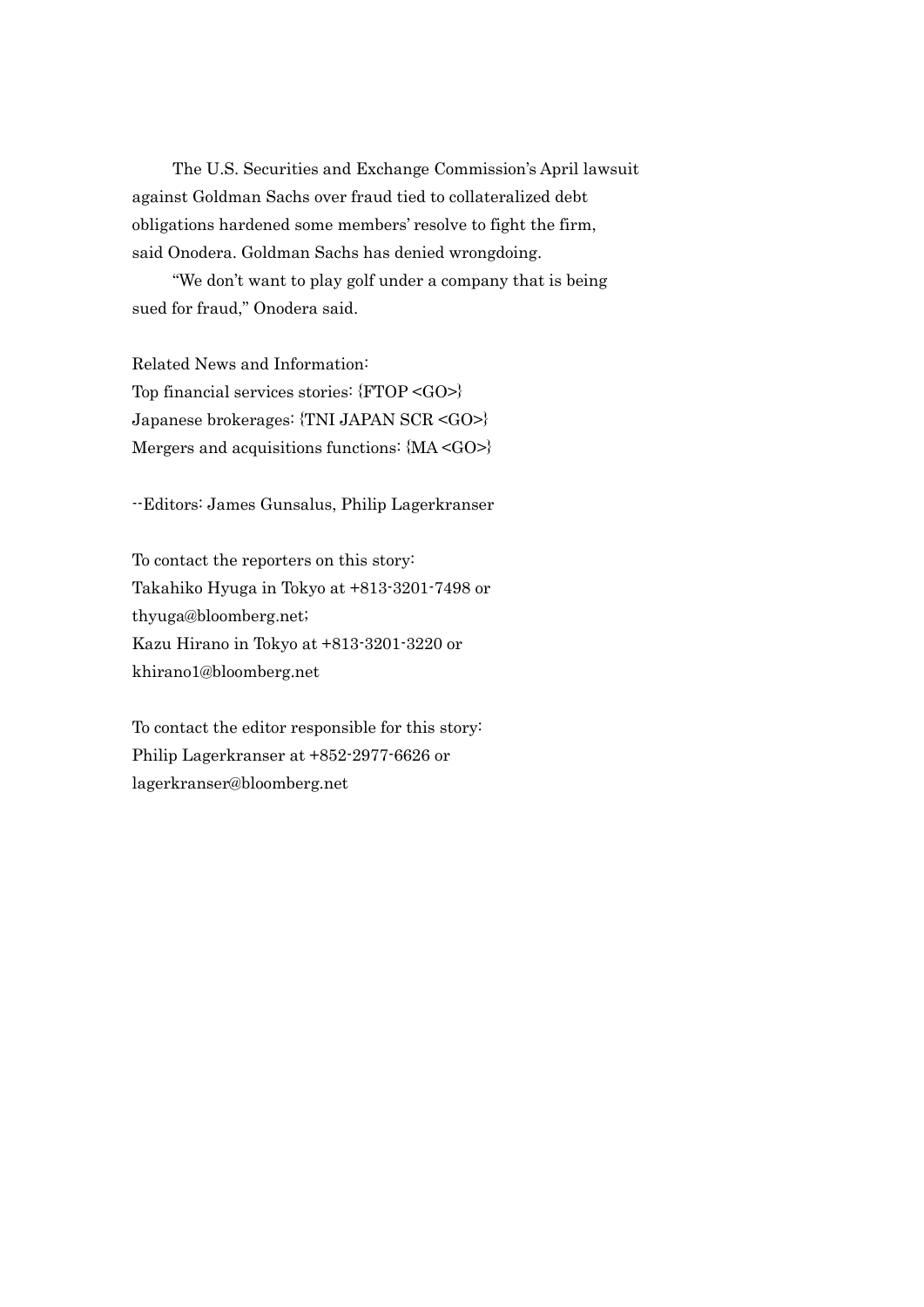The U.S. Securities and Exchange Commission's April lawsuit against Goldman Sachs over fraud tied to collateralized debt obligations hardened some members' resolve to fight the firm, said Onodera. Goldman Sachs has denied wrongdoing.

"We don't want to play golf under a company that is being sued for fraud," Onodera said.

Related News and Information:
Top financial services stories: {FTOP <GO>}
Japanese brokerages: {TNI JAPAN SCR <GO>}
Mergers and acquisitions functions: {MA <GO>}

--Editors: James Gunsalus, Philip Lagerkranser

To contact the reporters on this story:
Takahiko Hyuga in Tokyo at +813-3201-7498 or
thyuga@bloomberg.net;
Kazu Hirano in Tokyo at +813-3201-3220 or
khirano1@bloomberg.net

To contact the editor responsible for this story:
Philip Lagerkranser at +852-2977-6626 or
lagerkranser@bloomberg.net